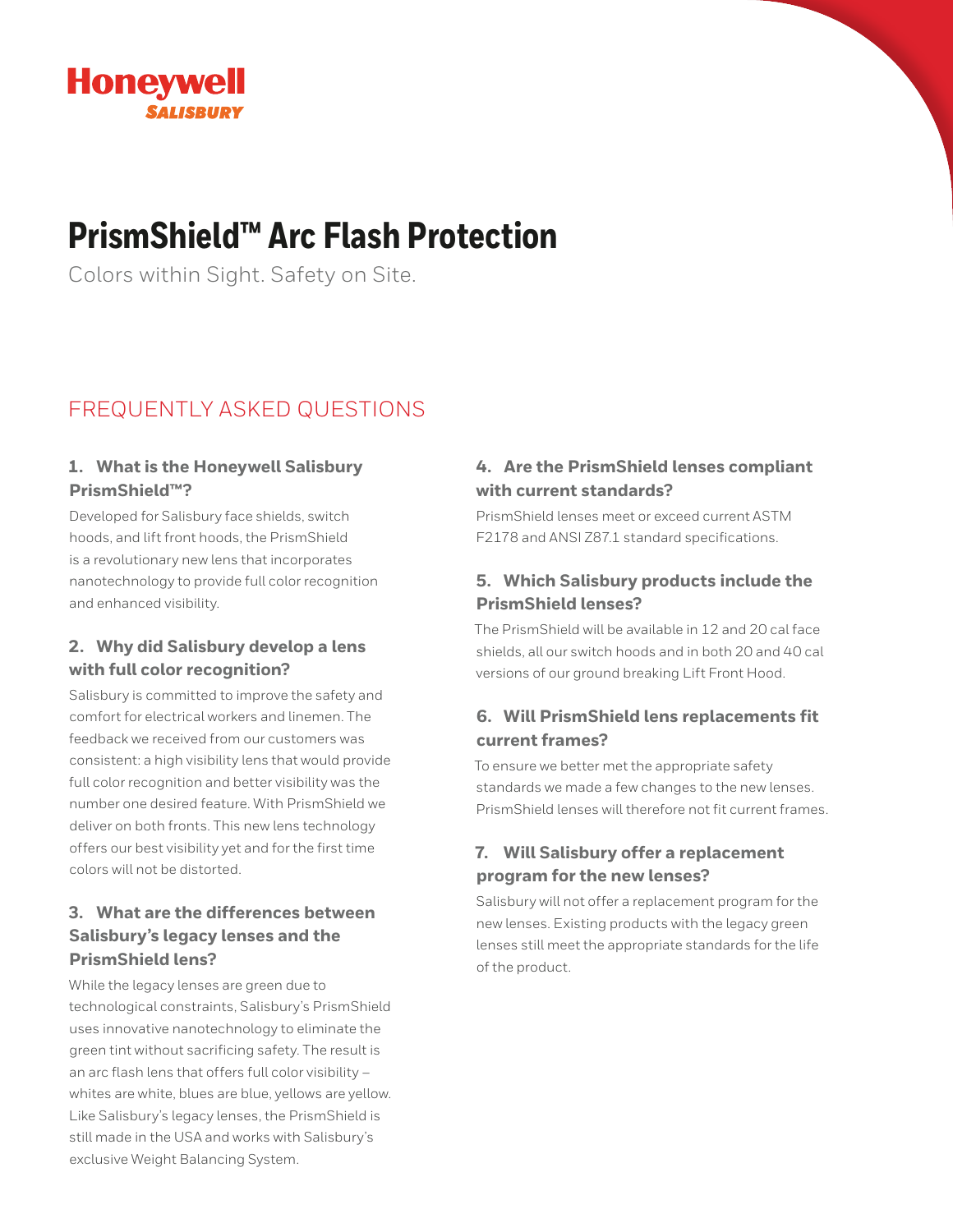Honeywell
SALISBURY

# PrismShield™ Arc Flash Protection

Colors within Sight. Safety on Site.

## FREQUENTLY ASKED QUESTIONS

### 1. What is the Honeywell Salisbury PrismShield™?

Developed for Salisbury face shields, switch hoods, and lift front hoods, the PrismShield is a revolutionary new lens that incorporates nanotechnology to provide full color recognition and enhanced visibility.

### 2. Why did Salisbury develop a lens with full color recognition?

Salisbury is committed to improve the safety and comfort for electrical workers and linemen. The feedback we received from our customers was consistent: a high visibility lens that would provide full color recognition and better visibility was the number one desired feature. With PrismShield we deliver on both fronts. This new lens technology offers our best visibility yet and for the first time colors will not be distorted.

### 3. What are the differences between Salisbury's legacy lenses and the PrismShield lens?

While the legacy lenses are green due to technological constraints, Salisbury's PrismShield uses innovative nanotechnology to eliminate the green tint without sacrificing safety. The result is an arc flash lens that offers full color visibility – whites are white, blues are blue, yellows are yellow. Like Salisbury's legacy lenses, the PrismShield is still made in the USA and works with Salisbury's exclusive Weight Balancing System.

### 4. Are the PrismShield lenses compliant with current standards?

PrismShield lenses meet or exceed current ASTM F2178 and ANSI Z87.1 standard specifications.

### 5. Which Salisbury products include the PrismShield lenses?

The PrismShield will be available in 12 and 20 cal face shields, all our switch hoods and in both 20 and 40 cal versions of our ground breaking Lift Front Hood.

### 6. Will PrismShield lens replacements fit current frames?

To ensure we better met the appropriate safety standards we made a few changes to the new lenses. PrismShield lenses will therefore not fit current frames.

### 7. Will Salisbury offer a replacement program for the new lenses?

Salisbury will not offer a replacement program for the new lenses. Existing products with the legacy green lenses still meet the appropriate standards for the life of the product.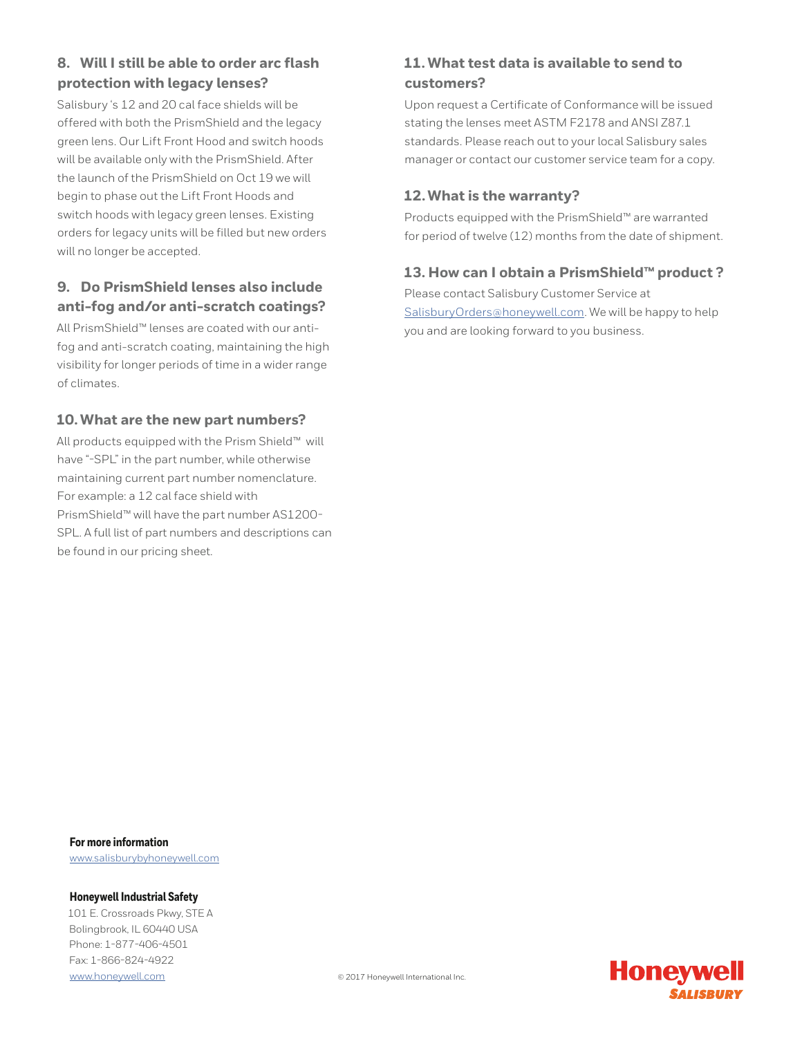## 8. Will I still be able to order arc flash protection with legacy lenses?

Salisbury 's 12 and 20 cal face shields will be offered with both the PrismShield and the legacy green lens. Our Lift Front Hood and switch hoods will be available only with the PrismShield. After the launch of the PrismShield on Oct 19 we will begin to phase out the Lift Front Hoods and switch hoods with legacy green lenses. Existing orders for legacy units will be filled but new orders will no longer be accepted.

## 9. Do PrismShield lenses also include anti-fog and/or anti-scratch coatings?

All PrismShield™ lenses are coated with our anti-fog and anti-scratch coating, maintaining the high visibility for longer periods of time in a wider range of climates.

## 10. What are the new part numbers?

All products equipped with the Prism Shield™ will have "-SPL" in the part number, while otherwise maintaining current part number nomenclature. For example: a 12 cal face shield with PrismShield™ will have the part number AS1200-SPL. A full list of part numbers and descriptions can be found in our pricing sheet.

## 11. What test data is available to send to customers?

Upon request a Certificate of Conformance will be issued stating the lenses meet ASTM F2178 and ANSI Z87.1 standards. Please reach out to your local Salisbury sales manager or contact our customer service team for a copy.

## 12. What is the warranty?

Products equipped with the PrismShield™ are warranted for period of twelve (12) months from the date of shipment.

## 13. How can I obtain a PrismShield™ product ?

Please contact Salisbury Customer Service at SalisburyOrders@honeywell.com. We will be happy to help you and are looking forward to you business.

**For more information**
www.salisburybyhoneywell.com

**Honeywell Industrial Safety**
101 E. Crossroads Pkwy, STE A
Bolingbrook, IL 60440 USA
Phone: 1-877-406-4501
Fax: 1-866-824-4922
www.honeywell.com

© 2017 Honeywell International Inc.

Honeywell SALISBURY